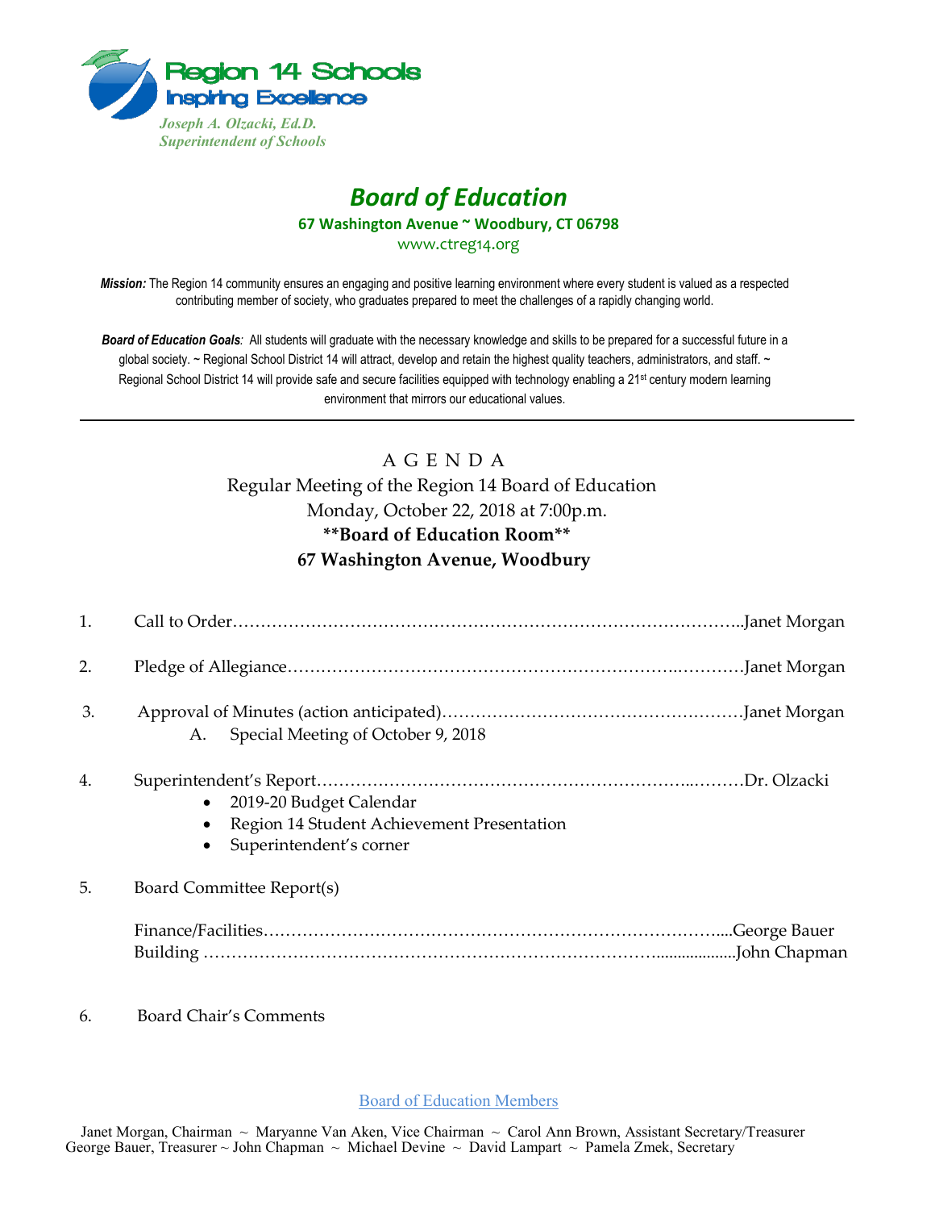Region 14 Schools
Inspiring Excellence

*Joseph A. Olzacki, Ed.D.*
*Superintendent of Schools*

# Board of Education

**67 Washington Avenue ~ Woodbury, CT 06798**

www.ctreg14.org

***Mission:*** The Region 14 community ensures an engaging and positive learning environment where every student is valued as a respected contributing member of society, who graduates prepared to meet the challenges of a rapidly changing world.

***Board of Education Goals:*** All students will graduate with the necessary knowledge and skills to be prepared for a successful future in a global society. ~ Regional School District 14 will attract, develop and retain the highest quality teachers, administrators, and staff. ~ Regional School District 14 will provide safe and secure facilities equipped with technology enabling a 21st century modern learning environment that mirrors our educational values.

---

## A G E N D A

Regular Meeting of the Region 14 Board of Education
Monday, October 22, 2018 at 7:00p.m.
**\*\*Board of Education Room\*\***
**67 Washington Avenue, Woodbury**

1. Call to Order………………………………………………………………………………..Janet Morgan

2. Pledge of Allegiance…………………………………………………………..…………Janet Morgan

3. Approval of Minutes (action anticipated)………………………………………………Janet Morgan
   A. Special Meeting of October 9, 2018

4. Superintendent's Report………………………………………………………..………Dr. Olzacki
   - 2019-20 Budget Calendar
   - Region 14 Student Achievement Presentation
   - Superintendent's corner

5. Board Committee Report(s)

   Finance/Facilities………………………………………………………………………....George Bauer
   Building ……………………………………………………………………...................John Chapman

6. Board Chair's Comments

Board of Education Members

Janet Morgan, Chairman ~ Maryanne Van Aken, Vice Chairman ~ Carol Ann Brown, Assistant Secretary/Treasurer
George Bauer, Treasurer ~ John Chapman ~ Michael Devine ~ David Lampart ~ Pamela Zmek, Secretary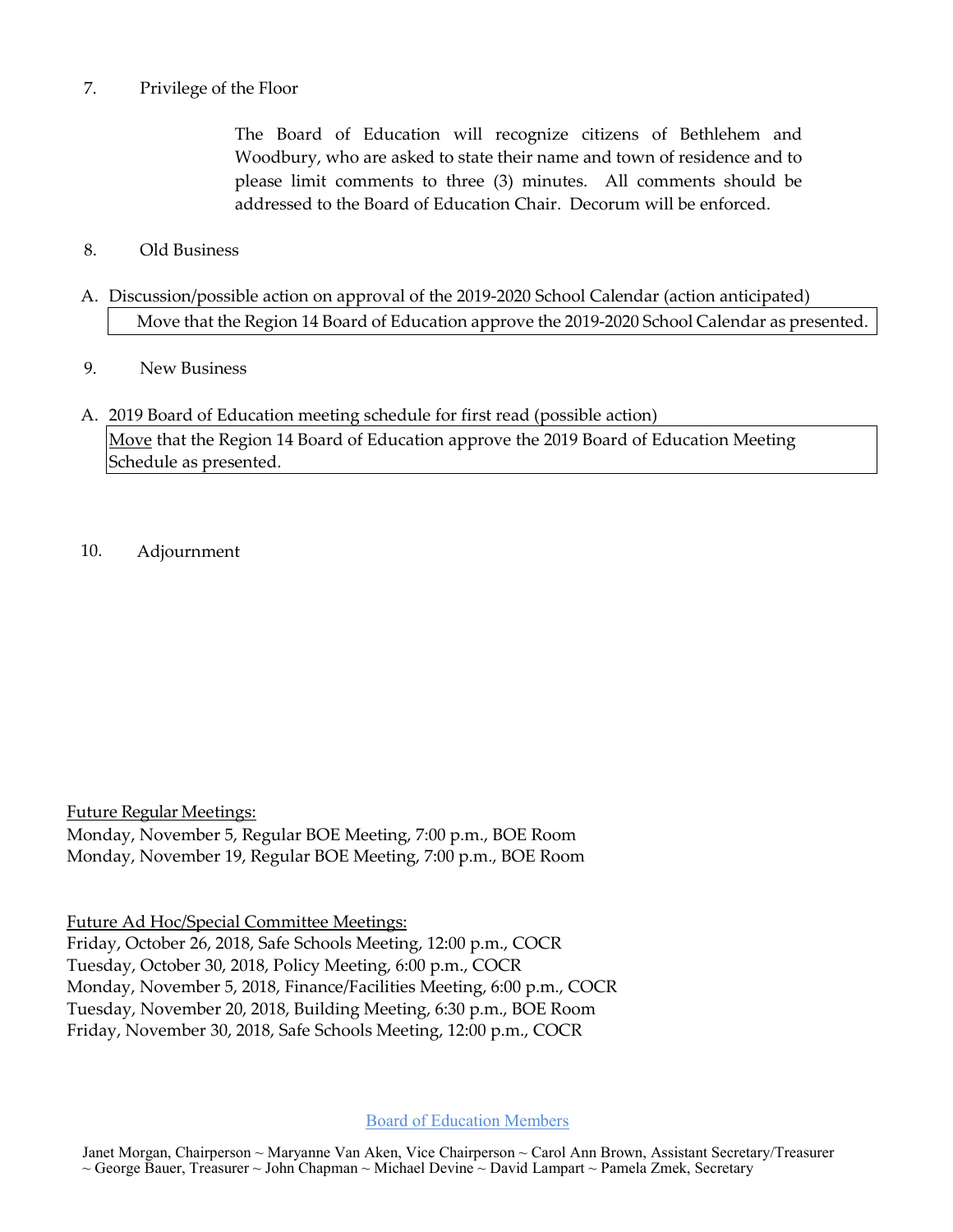7. Privilege of the Floor

> The Board of Education will recognize citizens of Bethlehem and Woodbury, who are asked to state their name and town of residence and to please limit comments to three (3) minutes. All comments should be addressed to the Board of Education Chair. Decorum will be enforced.

8. Old Business

A. Discussion/possible action on approval of the 2019-2020 School Calendar (action anticipated)

| |
|---|
| Move that the Region 14 Board of Education approve the 2019-2020 School Calendar as presented. |

9. New Business

A. 2019 Board of Education meeting schedule for first read (possible action)

| |
|---|
| <u>Move</u> that the Region 14 Board of Education approve the 2019 Board of Education Meeting Schedule as presented. |

10. Adjournment

<u>Future Regular Meetings:</u>
Monday, November 5, Regular BOE Meeting, 7:00 p.m., BOE Room
Monday, November 19, Regular BOE Meeting, 7:00 p.m., BOE Room

<u>Future Ad Hoc/Special Committee Meetings:</u>
Friday, October 26, 2018, Safe Schools Meeting, 12:00 p.m., COCR
Tuesday, October 30, 2018, Policy Meeting, 6:00 p.m., COCR
Monday, November 5, 2018, Finance/Facilities Meeting, 6:00 p.m., COCR
Tuesday, November 20, 2018, Building Meeting, 6:30 p.m., BOE Room
Friday, November 30, 2018, Safe Schools Meeting, 12:00 p.m., COCR

Board of Education Members

Janet Morgan, Chairperson ~ Maryanne Van Aken, Vice Chairperson ~ Carol Ann Brown, Assistant Secretary/Treasurer ~ George Bauer, Treasurer ~ John Chapman ~ Michael Devine ~ David Lampart ~ Pamela Zmek, Secretary